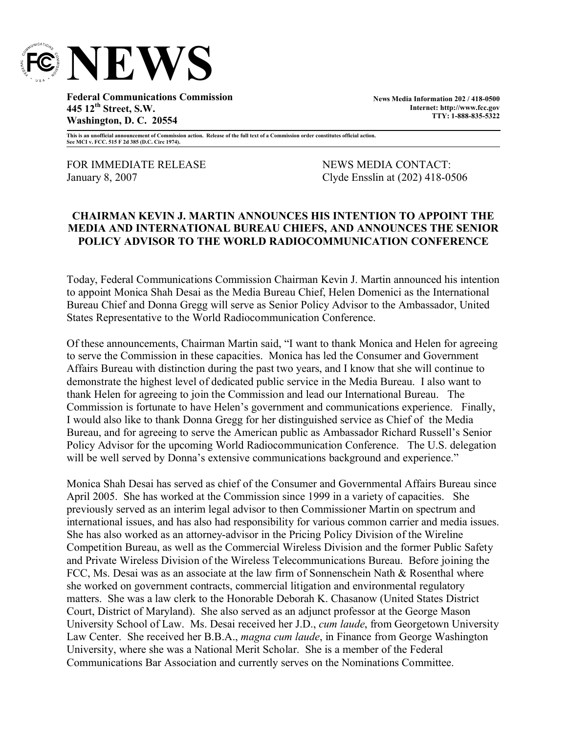# NEWS

**Federal Communications Commission**
**445 12th Street, S.W.**
**Washington, D. C. 20554**

**News Media Information 202 / 418-0500**
**Internet: http://www.fcc.gov**
**TTY: 1-888-835-5322**

**This is an unofficial announcement of Commission action. Release of the full text of a Commission order constitutes official action. See MCI v. FCC. 515 F 2d 385 (D.C. Circ 1974).**

FOR IMMEDIATE RELEASE
January 8, 2007

NEWS MEDIA CONTACT:
Clyde Ensslin at (202) 418-0506

## CHAIRMAN KEVIN J. MARTIN ANNOUNCES HIS INTENTION TO APPOINT THE MEDIA AND INTERNATIONAL BUREAU CHIEFS, AND ANNOUNCES THE SENIOR POLICY ADVISOR TO THE WORLD RADIOCOMMUNICATION CONFERENCE

Today, Federal Communications Commission Chairman Kevin J. Martin announced his intention to appoint Monica Shah Desai as the Media Bureau Chief, Helen Domenici as the International Bureau Chief and Donna Gregg will serve as Senior Policy Advisor to the Ambassador, United States Representative to the World Radiocommunication Conference.

Of these announcements, Chairman Martin said, "I want to thank Monica and Helen for agreeing to serve the Commission in these capacities. Monica has led the Consumer and Government Affairs Bureau with distinction during the past two years, and I know that she will continue to demonstrate the highest level of dedicated public service in the Media Bureau. I also want to thank Helen for agreeing to join the Commission and lead our International Bureau. The Commission is fortunate to have Helen's government and communications experience. Finally, I would also like to thank Donna Gregg for her distinguished service as Chief of the Media Bureau, and for agreeing to serve the American public as Ambassador Richard Russell's Senior Policy Advisor for the upcoming World Radiocommunication Conference. The U.S. delegation will be well served by Donna's extensive communications background and experience."

Monica Shah Desai has served as chief of the Consumer and Governmental Affairs Bureau since April 2005. She has worked at the Commission since 1999 in a variety of capacities. She previously served as an interim legal advisor to then Commissioner Martin on spectrum and international issues, and has also had responsibility for various common carrier and media issues. She has also worked as an attorney-advisor in the Pricing Policy Division of the Wireline Competition Bureau, as well as the Commercial Wireless Division and the former Public Safety and Private Wireless Division of the Wireless Telecommunications Bureau. Before joining the FCC, Ms. Desai was as an associate at the law firm of Sonnenschein Nath & Rosenthal where she worked on government contracts, commercial litigation and environmental regulatory matters. She was a law clerk to the Honorable Deborah K. Chasanow (United States District Court, District of Maryland). She also served as an adjunct professor at the George Mason University School of Law. Ms. Desai received her J.D., *cum laude*, from Georgetown University Law Center. She received her B.B.A., *magna cum laude*, in Finance from George Washington University, where she was a National Merit Scholar. She is a member of the Federal Communications Bar Association and currently serves on the Nominations Committee.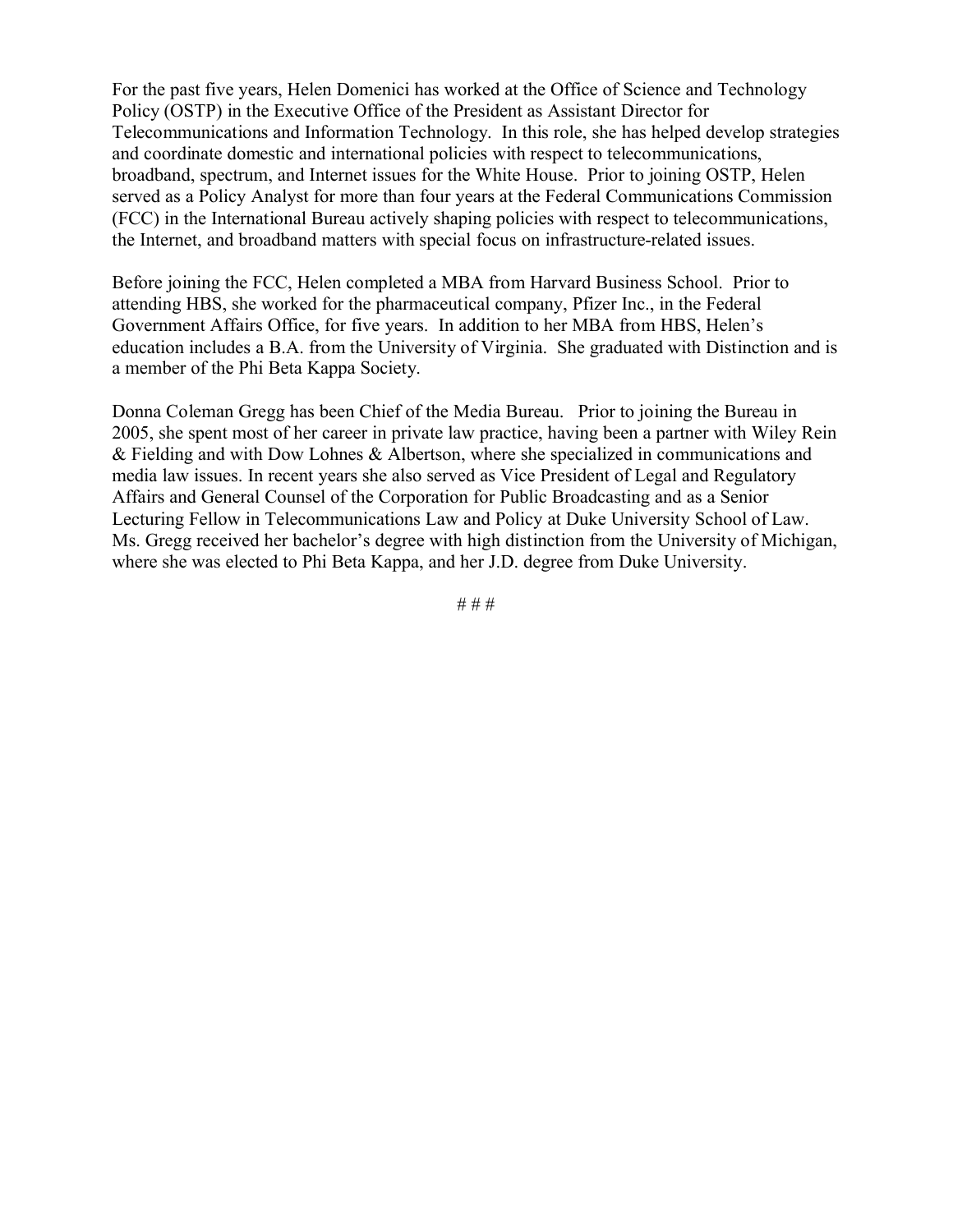For the past five years, Helen Domenici has worked at the Office of Science and Technology Policy (OSTP) in the Executive Office of the President as Assistant Director for Telecommunications and Information Technology. In this role, she has helped develop strategies and coordinate domestic and international policies with respect to telecommunications, broadband, spectrum, and Internet issues for the White House. Prior to joining OSTP, Helen served as a Policy Analyst for more than four years at the Federal Communications Commission (FCC) in the International Bureau actively shaping policies with respect to telecommunications, the Internet, and broadband matters with special focus on infrastructure-related issues.

Before joining the FCC, Helen completed a MBA from Harvard Business School. Prior to attending HBS, she worked for the pharmaceutical company, Pfizer Inc., in the Federal Government Affairs Office, for five years. In addition to her MBA from HBS, Helen's education includes a B.A. from the University of Virginia. She graduated with Distinction and is a member of the Phi Beta Kappa Society.

Donna Coleman Gregg has been Chief of the Media Bureau. Prior to joining the Bureau in 2005, she spent most of her career in private law practice, having been a partner with Wiley Rein & Fielding and with Dow Lohnes & Albertson, where she specialized in communications and media law issues. In recent years she also served as Vice President of Legal and Regulatory Affairs and General Counsel of the Corporation for Public Broadcasting and as a Senior Lecturing Fellow in Telecommunications Law and Policy at Duke University School of Law. Ms. Gregg received her bachelor's degree with high distinction from the University of Michigan, where she was elected to Phi Beta Kappa, and her J.D. degree from Duke University.

# # #